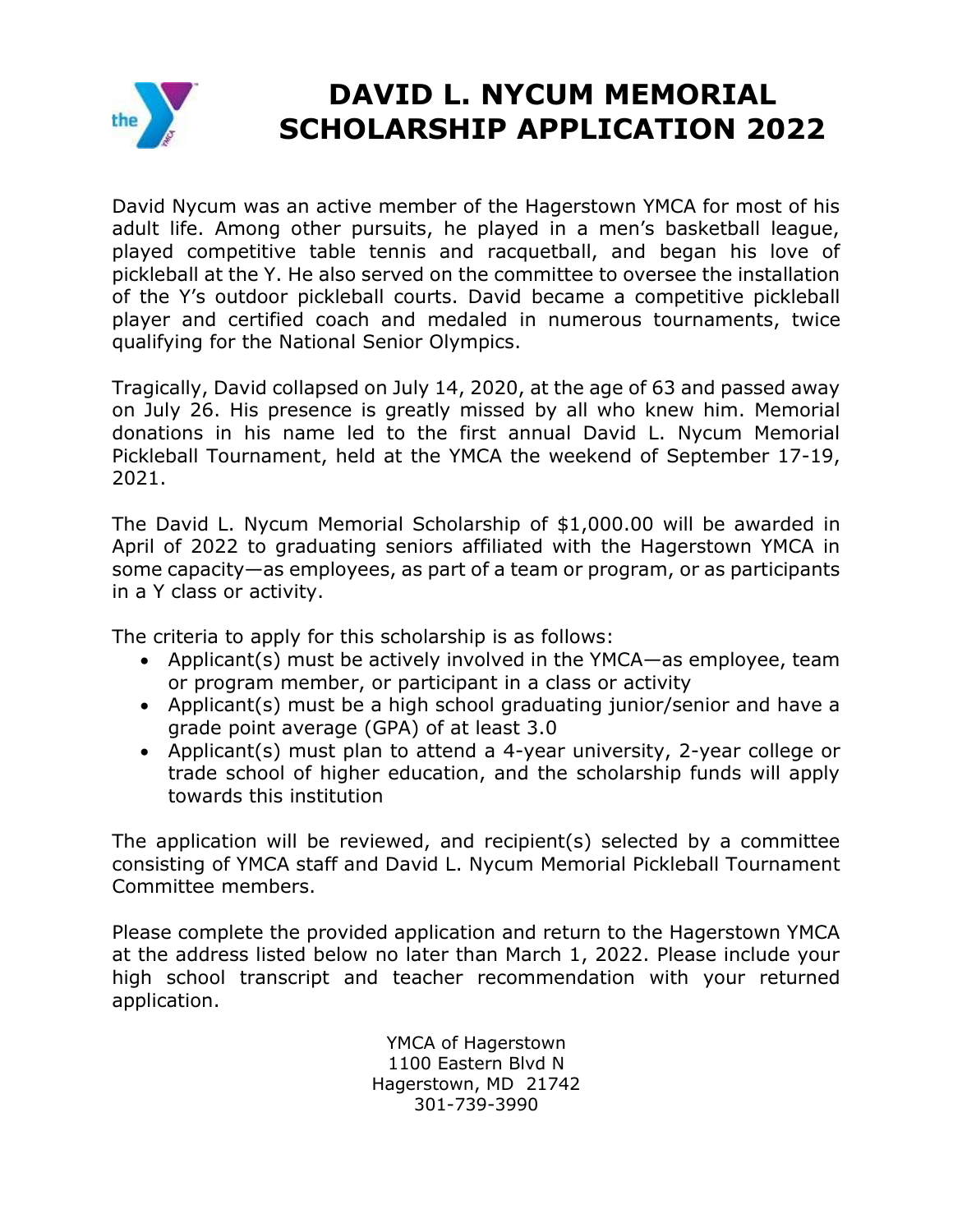# DAVID L. NYCUM MEMORIAL SCHOLARSHIP APPLICATION 2022

David Nycum was an active member of the Hagerstown YMCA for most of his adult life. Among other pursuits, he played in a men's basketball league, played competitive table tennis and racquetball, and began his love of pickleball at the Y. He also served on the committee to oversee the installation of the Y's outdoor pickleball courts. David became a competitive pickleball player and certified coach and medaled in numerous tournaments, twice qualifying for the National Senior Olympics.

Tragically, David collapsed on July 14, 2020, at the age of 63 and passed away on July 26. His presence is greatly missed by all who knew him. Memorial donations in his name led to the first annual David L. Nycum Memorial Pickleball Tournament, held at the YMCA the weekend of September 17-19, 2021.

The David L. Nycum Memorial Scholarship of $1,000.00 will be awarded in April of 2022 to graduating seniors affiliated with the Hagerstown YMCA in some capacity—as employees, as part of a team or program, or as participants in a Y class or activity.

The criteria to apply for this scholarship is as follows:

- Applicant(s) must be actively involved in the YMCA—as employee, team or program member, or participant in a class or activity
- Applicant(s) must be a high school graduating junior/senior and have a grade point average (GPA) of at least 3.0
- Applicant(s) must plan to attend a 4-year university, 2-year college or trade school of higher education, and the scholarship funds will apply towards this institution

The application will be reviewed, and recipient(s) selected by a committee consisting of YMCA staff and David L. Nycum Memorial Pickleball Tournament Committee members.

Please complete the provided application and return to the Hagerstown YMCA at the address listed below no later than March 1, 2022. Please include your high school transcript and teacher recommendation with your returned application.

YMCA of Hagerstown
1100 Eastern Blvd N
Hagerstown, MD 21742
301-739-3990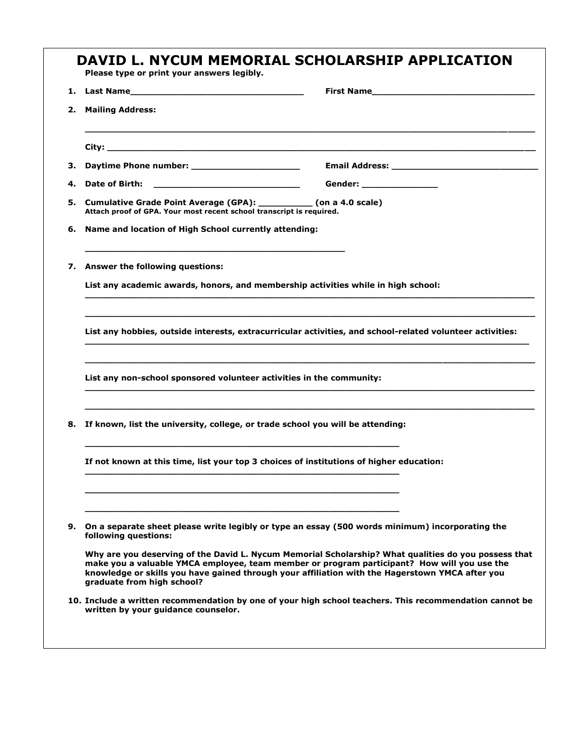# DAVID L. NYCUM MEMORIAL SCHOLARSHIP APPLICATION

**Please type or print your answers legibly.**

1. **Last Name**_________________________________ **First Name**_______________________________

2. **Mailing Address:**

   ___________________________________________________________________________________

   **City:** ___________________________________________________________________________

3. **Daytime Phone number:** _____________________ **Email Address:** ____________________________

4. **Date of Birth:** ____________________________ **Gender:** ______________

5. **Cumulative Grade Point Average (GPA):** __________ **(on a 4.0 scale)**
   **Attach proof of GPA. Your most recent school transcript is required.**

6. **Name and location of High School currently attending:**

   _________________________________________________

7. **Answer the following questions:**

   **List any academic awards, honors, and membership activities while in high school:**

   ___________________________________________________________________________________

   ___________________________________________________________________________________

   **List any hobbies, outside interests, extracurricular activities, and school-related volunteer activities:**

   ___________________________________________________________________________________

   ___________________________________________________________________________________

   **List any non-school sponsored volunteer activities in the community:**

   ___________________________________________________________________________________

   ___________________________________________________________________________________

8. **If known, list the university, college, or trade school you will be attending:**

   ___________________________________________________________

   **If not known at this time, list your top 3 choices of institutions of higher education:**

   ___________________________________________________________

   ___________________________________________________________

   ___________________________________________________________

9. **On a separate sheet please write legibly or type an essay (500 words minimum) incorporating the following questions:**

   **Why are you deserving of the David L. Nycum Memorial Scholarship? What qualities do you possess that make you a valuable YMCA employee, team member or program participant? How will you use the knowledge or skills you have gained through your affiliation with the Hagerstown YMCA after you graduate from high school?**

10. **Include a written recommendation by one of your high school teachers. This recommendation cannot be written by your guidance counselor.**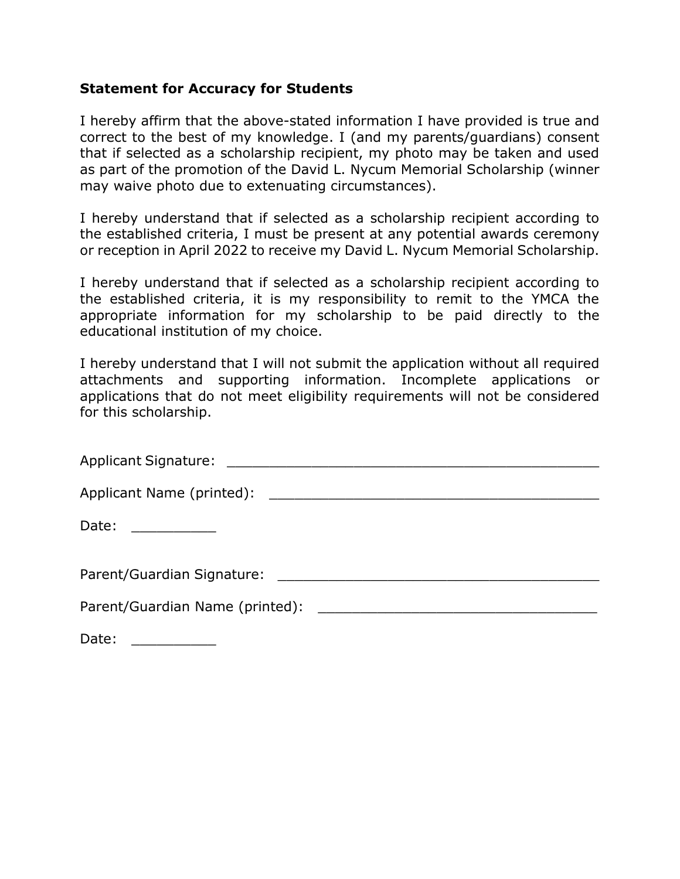**Statement for Accuracy for Students**

I hereby affirm that the above-stated information I have provided is true and correct to the best of my knowledge. I (and my parents/guardians) consent that if selected as a scholarship recipient, my photo may be taken and used as part of the promotion of the David L. Nycum Memorial Scholarship (winner may waive photo due to extenuating circumstances).

I hereby understand that if selected as a scholarship recipient according to the established criteria, I must be present at any potential awards ceremony or reception in April 2022 to receive my David L. Nycum Memorial Scholarship.

I hereby understand that if selected as a scholarship recipient according to the established criteria, it is my responsibility to remit to the YMCA the appropriate information for my scholarship to be paid directly to the educational institution of my choice.

I hereby understand that I will not submit the application without all required attachments and supporting information. Incomplete applications or applications that do not meet eligibility requirements will not be considered for this scholarship.

Applicant Signature: ___________________________________________

Applicant Name (printed): ______________________________________

Date: __________

Parent/Guardian Signature: ______________________________________

Parent/Guardian Name (printed): _________________________________

Date: __________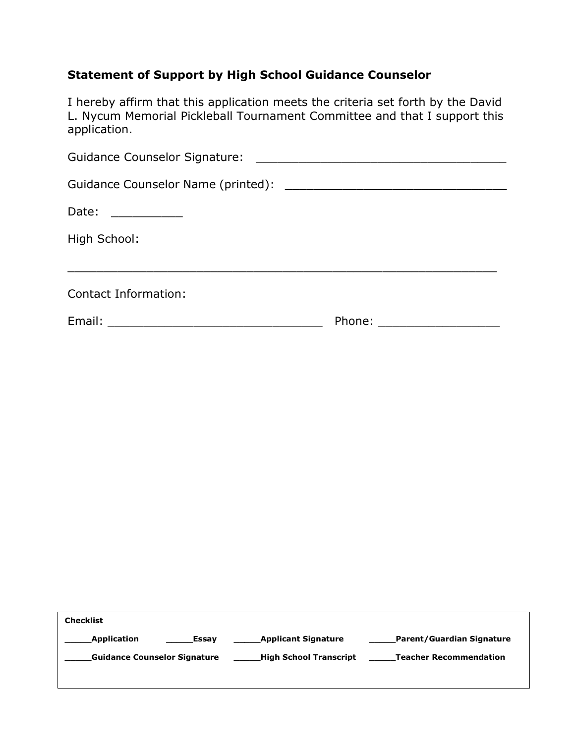### Statement of Support by High School Guidance Counselor

I hereby affirm that this application meets the criteria set forth by the David L. Nycum Memorial Pickleball Tournament Committee and that I support this application.

Guidance Counselor Signature: ___________________________________

Guidance Counselor Name (printed): _______________________________

Date: __________

High School:

____________________________________________________________

Contact Information:

Email: ______________________________ Phone: _________________

**Checklist**

| | | | |
|---|---|---|---|
| **_____Application** | **_____Essay** | **_____Applicant Signature** | **_____Parent/Guardian Signature** |
| **_____Guidance Counselor Signature** | | **_____High School Transcript** | **_____Teacher Recommendation** |